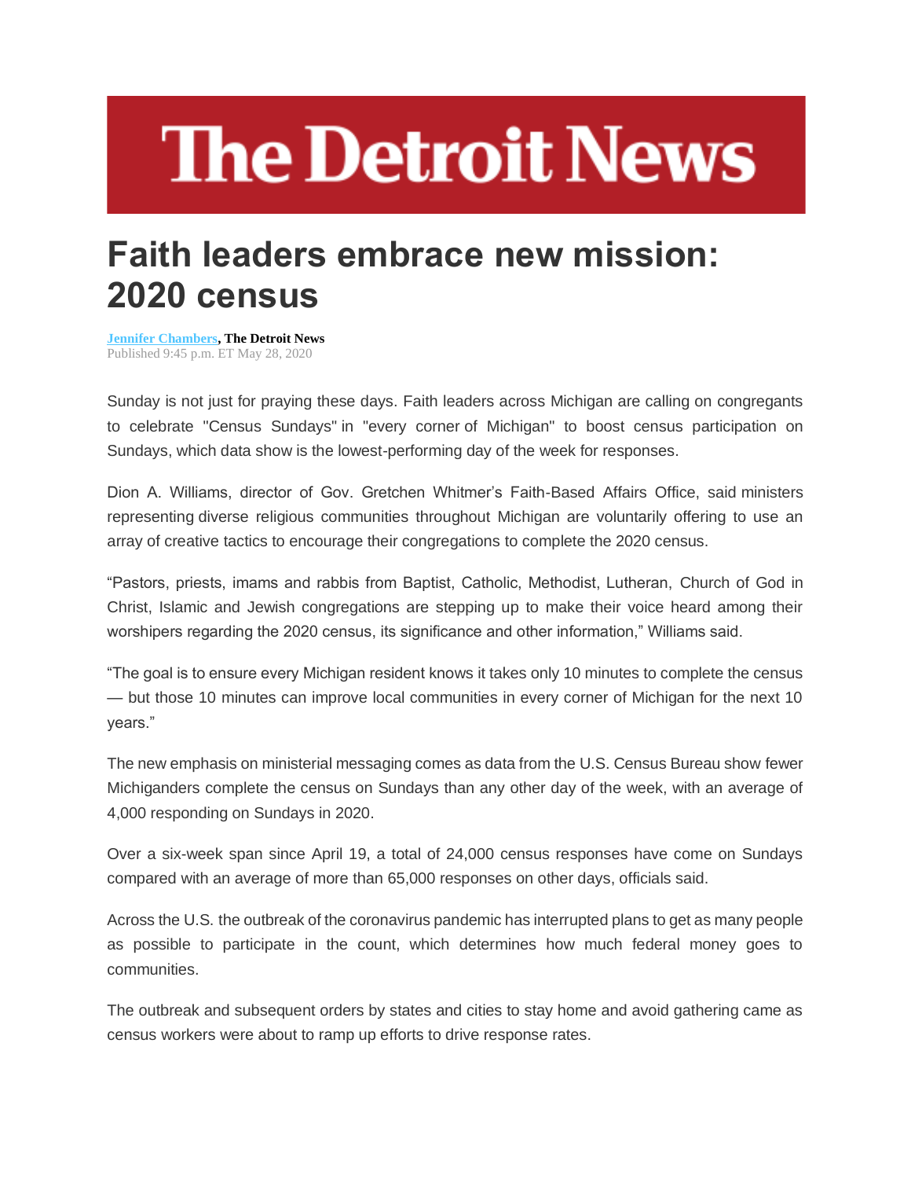# The Detroit News

## Faith leaders embrace new mission: 2020 census

**Jennifer Chambers, The Detroit News**
Published 9:45 p.m. ET May 28, 2020

Sunday is not just for praying these days. Faith leaders across Michigan are calling on congregants to celebrate "Census Sundays" in "every corner of Michigan" to boost census participation on Sundays, which data show is the lowest-performing day of the week for responses.

Dion A. Williams, director of Gov. Gretchen Whitmer's Faith-Based Affairs Office, said ministers representing diverse religious communities throughout Michigan are voluntarily offering to use an array of creative tactics to encourage their congregations to complete the 2020 census.

"Pastors, priests, imams and rabbis from Baptist, Catholic, Methodist, Lutheran, Church of God in Christ, Islamic and Jewish congregations are stepping up to make their voice heard among their worshipers regarding the 2020 census, its significance and other information," Williams said.

"The goal is to ensure every Michigan resident knows it takes only 10 minutes to complete the census — but those 10 minutes can improve local communities in every corner of Michigan for the next 10 years."

The new emphasis on ministerial messaging comes as data from the U.S. Census Bureau show fewer Michiganders complete the census on Sundays than any other day of the week, with an average of 4,000 responding on Sundays in 2020.

Over a six-week span since April 19, a total of 24,000 census responses have come on Sundays compared with an average of more than 65,000 responses on other days, officials said.

Across the U.S. the outbreak of the coronavirus pandemic has interrupted plans to get as many people as possible to participate in the count, which determines how much federal money goes to communities.

The outbreak and subsequent orders by states and cities to stay home and avoid gathering came as census workers were about to ramp up efforts to drive response rates.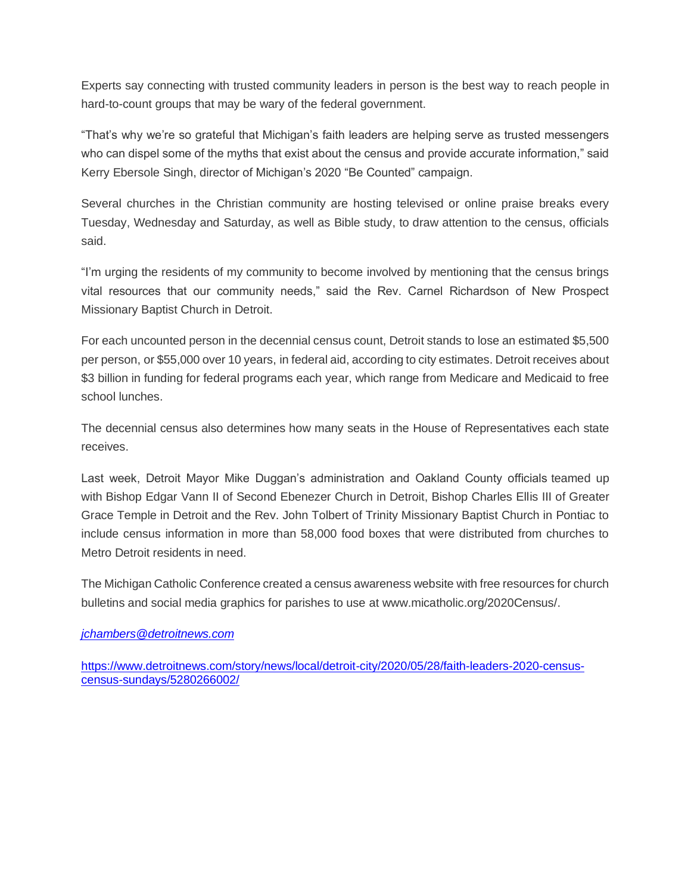Experts say connecting with trusted community leaders in person is the best way to reach people in hard-to-count groups that may be wary of the federal government.

“That’s why we’re so grateful that Michigan’s faith leaders are helping serve as trusted messengers who can dispel some of the myths that exist about the census and provide accurate information,” said Kerry Ebersole Singh, director of Michigan’s 2020 “Be Counted” campaign.

Several churches in the Christian community are hosting televised or online praise breaks every Tuesday, Wednesday and Saturday, as well as Bible study, to draw attention to the census, officials said.

“I’m urging the residents of my community to become involved by mentioning that the census brings vital resources that our community needs,” said the Rev. Carnel Richardson of New Prospect Missionary Baptist Church in Detroit.

For each uncounted person in the decennial census count, Detroit stands to lose an estimated $5,500 per person, or $55,000 over 10 years, in federal aid, according to city estimates. Detroit receives about $3 billion in funding for federal programs each year, which range from Medicare and Medicaid to free school lunches.

The decennial census also determines how many seats in the House of Representatives each state receives.

Last week, Detroit Mayor Mike Duggan’s administration and Oakland County officials teamed up with Bishop Edgar Vann II of Second Ebenezer Church in Detroit, Bishop Charles Ellis III of Greater Grace Temple in Detroit and the Rev. John Tolbert of Trinity Missionary Baptist Church in Pontiac to include census information in more than 58,000 food boxes that were distributed from churches to Metro Detroit residents in need.

The Michigan Catholic Conference created a census awareness website with free resources for church bulletins and social media graphics for parishes to use at www.micatholic.org/2020Census/.

*jchambers@detroitnews.com*

https://www.detroitnews.com/story/news/local/detroit-city/2020/05/28/faith-leaders-2020-census-census-sundays/5280266002/